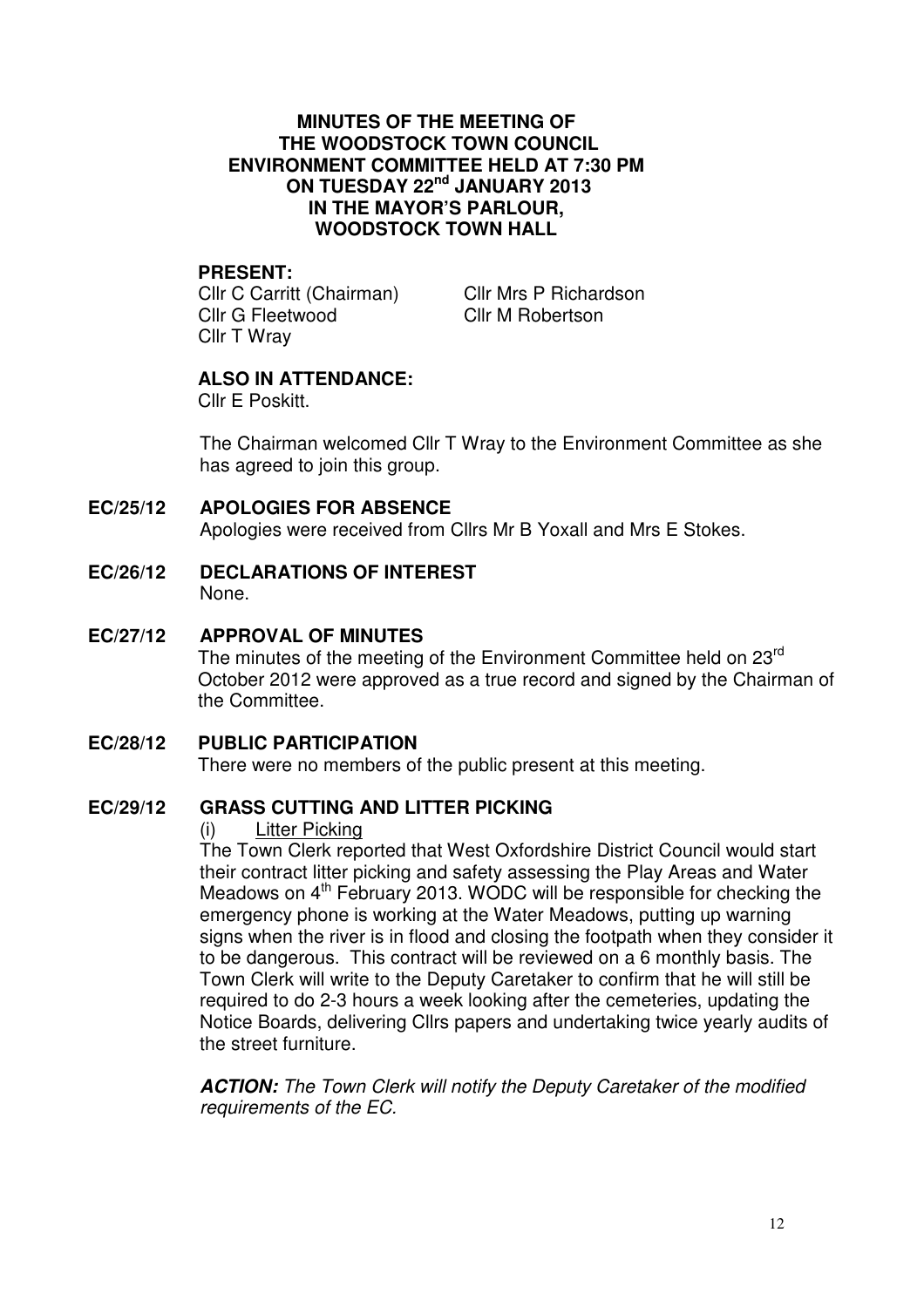# MINUTES OF THE MEETING OF THE WOODSTOCK TOWN COUNCIL ENVIRONMENT COMMITTEE HELD AT 7:30 PM ON TUESDAY 22nd JANUARY 2013 IN THE MAYOR'S PARLOUR, WOODSTOCK TOWN HALL

**PRESENT:**

Cllr C Carritt (Chairman)
Cllr G Fleetwood
Cllr T Wray
Cllr Mrs P Richardson
Cllr M Robertson

**ALSO IN ATTENDANCE:**

Cllr E Poskitt.

The Chairman welcomed Cllr T Wray to the Environment Committee as she has agreed to join this group.

**EC/25/12 APOLOGIES FOR ABSENCE**

Apologies were received from Cllrs Mr B Yoxall and Mrs E Stokes.

**EC/26/12 DECLARATIONS OF INTEREST**

None.

**EC/27/12 APPROVAL OF MINUTES**

The minutes of the meeting of the Environment Committee held on 23rd October 2012 were approved as a true record and signed by the Chairman of the Committee.

**EC/28/12 PUBLIC PARTICIPATION**

There were no members of the public present at this meeting.

**EC/29/12 GRASS CUTTING AND LITTER PICKING**

(i) Litter Picking

The Town Clerk reported that West Oxfordshire District Council would start their contract litter picking and safety assessing the Play Areas and Water Meadows on 4th February 2013. WODC will be responsible for checking the emergency phone is working at the Water Meadows, putting up warning signs when the river is in flood and closing the footpath when they consider it to be dangerous. This contract will be reviewed on a 6 monthly basis. The Town Clerk will write to the Deputy Caretaker to confirm that he will still be required to do 2-3 hours a week looking after the cemeteries, updating the Notice Boards, delivering Cllrs papers and undertaking twice yearly audits of the street furniture.

***ACTION:*** *The Town Clerk will notify the Deputy Caretaker of the modified requirements of the EC.*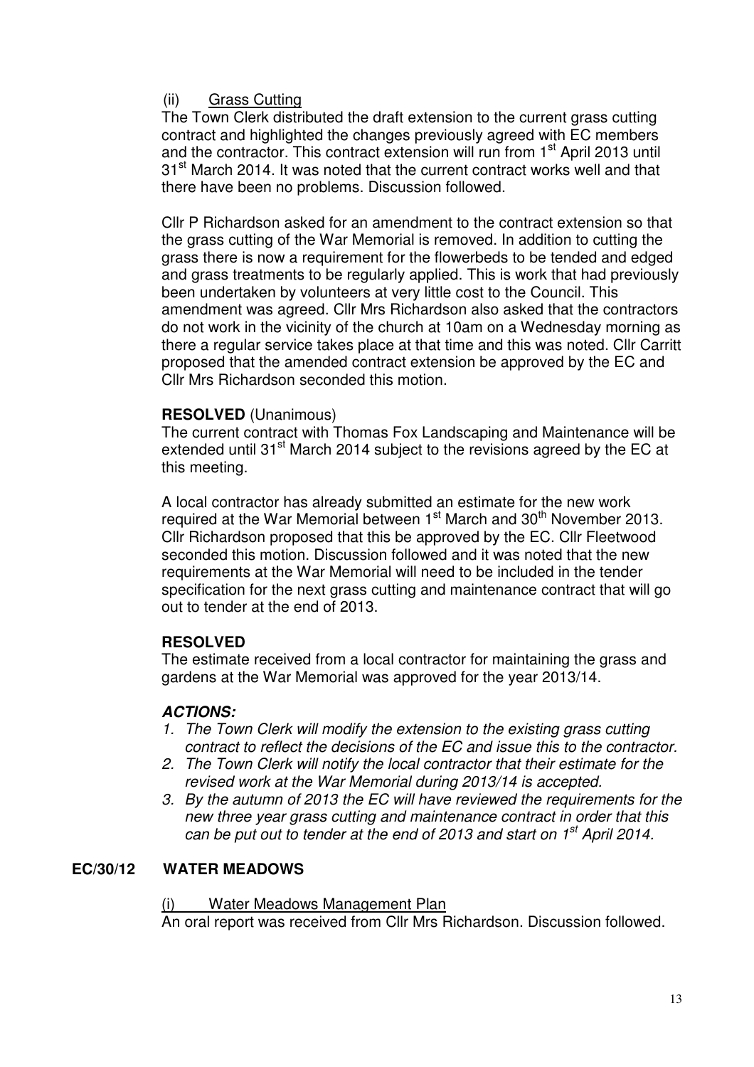(ii) <u>Grass Cutting</u>

The Town Clerk distributed the draft extension to the current grass cutting contract and highlighted the changes previously agreed with EC members and the contractor. This contract extension will run from 1st April 2013 until 31st March 2014. It was noted that the current contract works well and that there have been no problems. Discussion followed.

Cllr P Richardson asked for an amendment to the contract extension so that the grass cutting of the War Memorial is removed. In addition to cutting the grass there is now a requirement for the flowerbeds to be tended and edged and grass treatments to be regularly applied. This is work that had previously been undertaken by volunteers at very little cost to the Council. This amendment was agreed. Cllr Mrs Richardson also asked that the contractors do not work in the vicinity of the church at 10am on a Wednesday morning as there a regular service takes place at that time and this was noted. Cllr Carritt proposed that the amended contract extension be approved by the EC and Cllr Mrs Richardson seconded this motion.

**RESOLVED** (Unanimous)

The current contract with Thomas Fox Landscaping and Maintenance will be extended until 31st March 2014 subject to the revisions agreed by the EC at this meeting.

A local contractor has already submitted an estimate for the new work required at the War Memorial between 1st March and 30th November 2013. Cllr Richardson proposed that this be approved by the EC. Cllr Fleetwood seconded this motion. Discussion followed and it was noted that the new requirements at the War Memorial will need to be included in the tender specification for the next grass cutting and maintenance contract that will go out to tender at the end of 2013.

**RESOLVED**

The estimate received from a local contractor for maintaining the grass and gardens at the War Memorial was approved for the year 2013/14.

***ACTIONS:***

1. *The Town Clerk will modify the extension to the existing grass cutting contract to reflect the decisions of the EC and issue this to the contractor.*
2. *The Town Clerk will notify the local contractor that their estimate for the revised work at the War Memorial during 2013/14 is accepted.*
3. *By the autumn of 2013 the EC will have reviewed the requirements for the new three year grass cutting and maintenance contract in order that this can be put out to tender at the end of 2013 and start on 1st April 2014.*

## EC/30/12 WATER MEADOWS

(i) <u>Water Meadows Management Plan</u>

An oral report was received from Cllr Mrs Richardson. Discussion followed.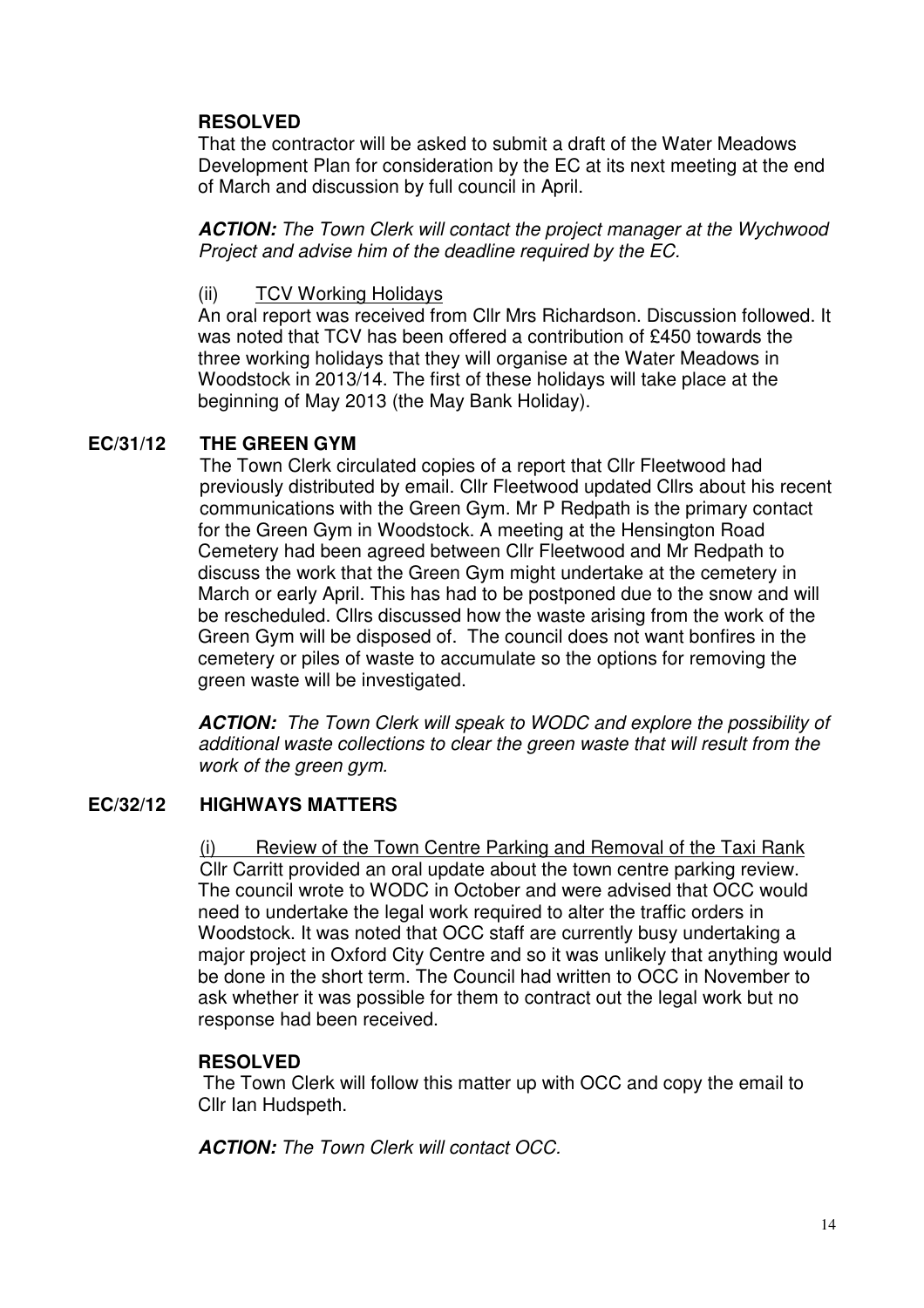**RESOLVED**

That the contractor will be asked to submit a draft of the Water Meadows Development Plan for consideration by the EC at its next meeting at the end of March and discussion by full council in April.

***ACTION:*** *The Town Clerk will contact the project manager at the Wychwood Project and advise him of the deadline required by the EC.*

(ii) TCV Working Holidays

An oral report was received from Cllr Mrs Richardson. Discussion followed. It was noted that TCV has been offered a contribution of £450 towards the three working holidays that they will organise at the Water Meadows in Woodstock in 2013/14. The first of these holidays will take place at the beginning of May 2013 (the May Bank Holiday).

**EC/31/12 THE GREEN GYM**

The Town Clerk circulated copies of a report that Cllr Fleetwood had previously distributed by email. Cllr Fleetwood updated Cllrs about his recent communications with the Green Gym. Mr P Redpath is the primary contact for the Green Gym in Woodstock. A meeting at the Hensington Road Cemetery had been agreed between Cllr Fleetwood and Mr Redpath to discuss the work that the Green Gym might undertake at the cemetery in March or early April. This has had to be postponed due to the snow and will be rescheduled. Cllrs discussed how the waste arising from the work of the Green Gym will be disposed of. The council does not want bonfires in the cemetery or piles of waste to accumulate so the options for removing the green waste will be investigated.

***ACTION:*** *The Town Clerk will speak to WODC and explore the possibility of additional waste collections to clear the green waste that will result from the work of the green gym.*

**EC/32/12 HIGHWAYS MATTERS**

(i) Review of the Town Centre Parking and Removal of the Taxi Rank

Cllr Carritt provided an oral update about the town centre parking review. The council wrote to WODC in October and were advised that OCC would need to undertake the legal work required to alter the traffic orders in Woodstock. It was noted that OCC staff are currently busy undertaking a major project in Oxford City Centre and so it was unlikely that anything would be done in the short term. The Council had written to OCC in November to ask whether it was possible for them to contract out the legal work but no response had been received.

**RESOLVED**

The Town Clerk will follow this matter up with OCC and copy the email to Cllr Ian Hudspeth.

***ACTION:*** *The Town Clerk will contact OCC.*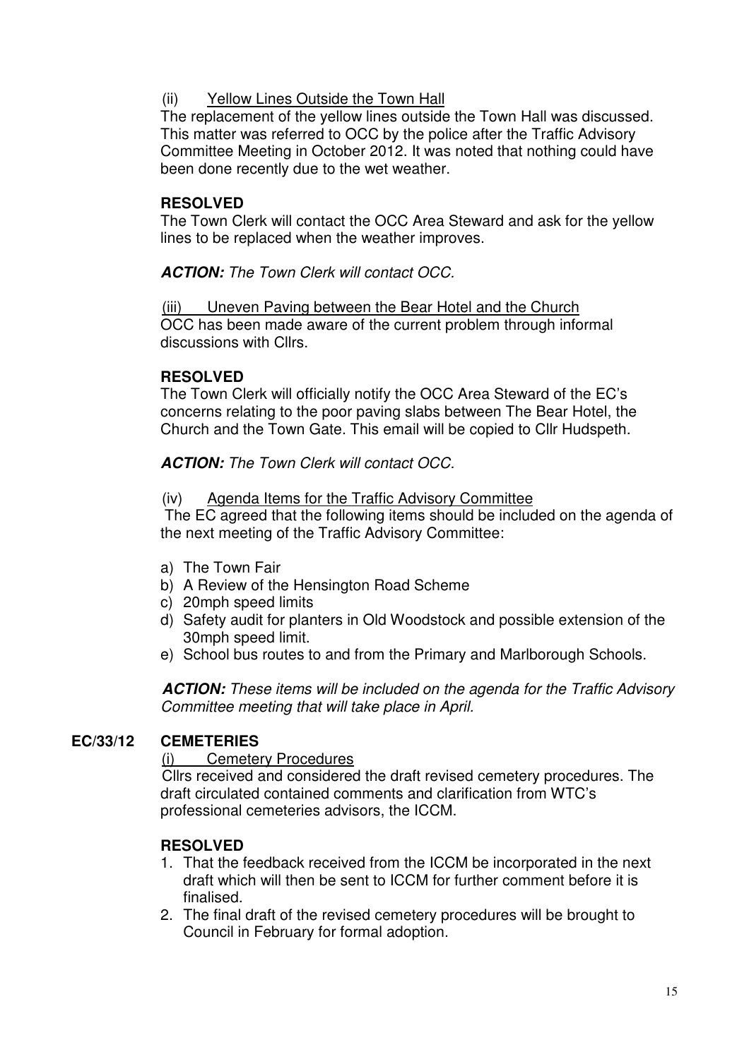(ii) Yellow Lines Outside the Town Hall

The replacement of the yellow lines outside the Town Hall was discussed. This matter was referred to OCC by the police after the Traffic Advisory Committee Meeting in October 2012. It was noted that nothing could have been done recently due to the wet weather.

**RESOLVED**

The Town Clerk will contact the OCC Area Steward and ask for the yellow lines to be replaced when the weather improves.

***ACTION:*** *The Town Clerk will contact OCC.*

(iii) Uneven Paving between the Bear Hotel and the Church

OCC has been made aware of the current problem through informal discussions with Cllrs.

**RESOLVED**

The Town Clerk will officially notify the OCC Area Steward of the EC's concerns relating to the poor paving slabs between The Bear Hotel, the Church and the Town Gate. This email will be copied to Cllr Hudspeth.

***ACTION:*** *The Town Clerk will contact OCC.*

(iv) Agenda Items for the Traffic Advisory Committee

The EC agreed that the following items should be included on the agenda of the next meeting of the Traffic Advisory Committee:

a) The Town Fair
b) A Review of the Hensington Road Scheme
c) 20mph speed limits
d) Safety audit for planters in Old Woodstock and possible extension of the 30mph speed limit.
e) School bus routes to and from the Primary and Marlborough Schools.

***ACTION:*** *These items will be included on the agenda for the Traffic Advisory Committee meeting that will take place in April.*

## EC/33/12 CEMETERIES

(i) Cemetery Procedures

Cllrs received and considered the draft revised cemetery procedures. The draft circulated contained comments and clarification from WTC's professional cemeteries advisors, the ICCM.

**RESOLVED**

1. That the feedback received from the ICCM be incorporated in the next draft which will then be sent to ICCM for further comment before it is finalised.
2. The final draft of the revised cemetery procedures will be brought to Council in February for formal adoption.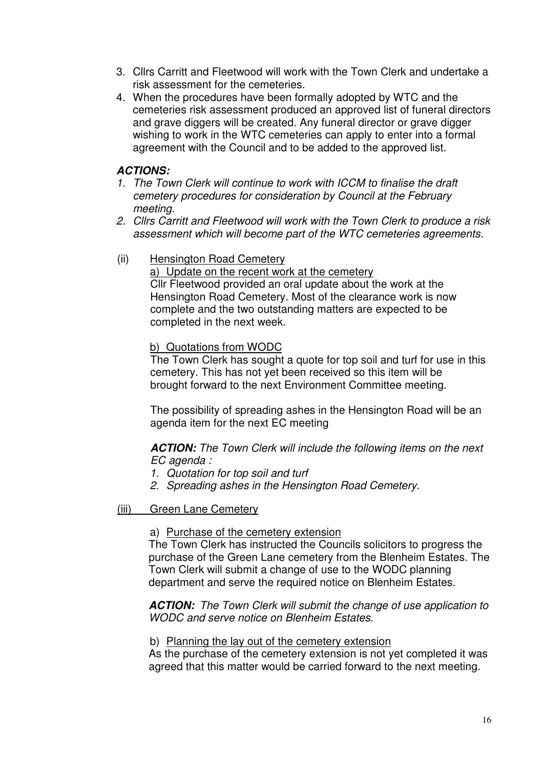3. Cllrs Carritt and Fleetwood will work with the Town Clerk and undertake a risk assessment for the cemeteries.
4. When the procedures have been formally adopted by WTC and the cemeteries risk assessment produced an approved list of funeral directors and grave diggers will be created. Any funeral director or grave digger wishing to work in the WTC cemeteries can apply to enter into a formal agreement with the Council and to be added to the approved list.

***ACTIONS:***

1. *The Town Clerk will continue to work with ICCM to finalise the draft cemetery procedures for consideration by Council at the February meeting.*
2. *Cllrs Carritt and Fleetwood will work with the Town Clerk to produce a risk assessment which will become part of the WTC cemeteries agreements.*

(ii) Hensington Road Cemetery

a) Update on the recent work at the cemetery

Cllr Fleetwood provided an oral update about the work at the Hensington Road Cemetery. Most of the clearance work is now complete and the two outstanding matters are expected to be completed in the next week.

b) Quotations from WODC

The Town Clerk has sought a quote for top soil and turf for use in this cemetery. This has not yet been received so this item will be brought forward to the next Environment Committee meeting.

The possibility of spreading ashes in the Hensington Road will be an agenda item for the next EC meeting

***ACTION:*** *The Town Clerk will include the following items on the next EC agenda :*

1. *Quotation for top soil and turf*
2. *Spreading ashes in the Hensington Road Cemetery.*

(iii) Green Lane Cemetery

a) Purchase of the cemetery extension

The Town Clerk has instructed the Councils solicitors to progress the purchase of the Green Lane cemetery from the Blenheim Estates. The Town Clerk will submit a change of use to the WODC planning department and serve the required notice on Blenheim Estates.

***ACTION:*** *The Town Clerk will submit the change of use application to WODC and serve notice on Blenheim Estates.*

b) Planning the lay out of the cemetery extension

As the purchase of the cemetery extension is not yet completed it was agreed that this matter would be carried forward to the next meeting.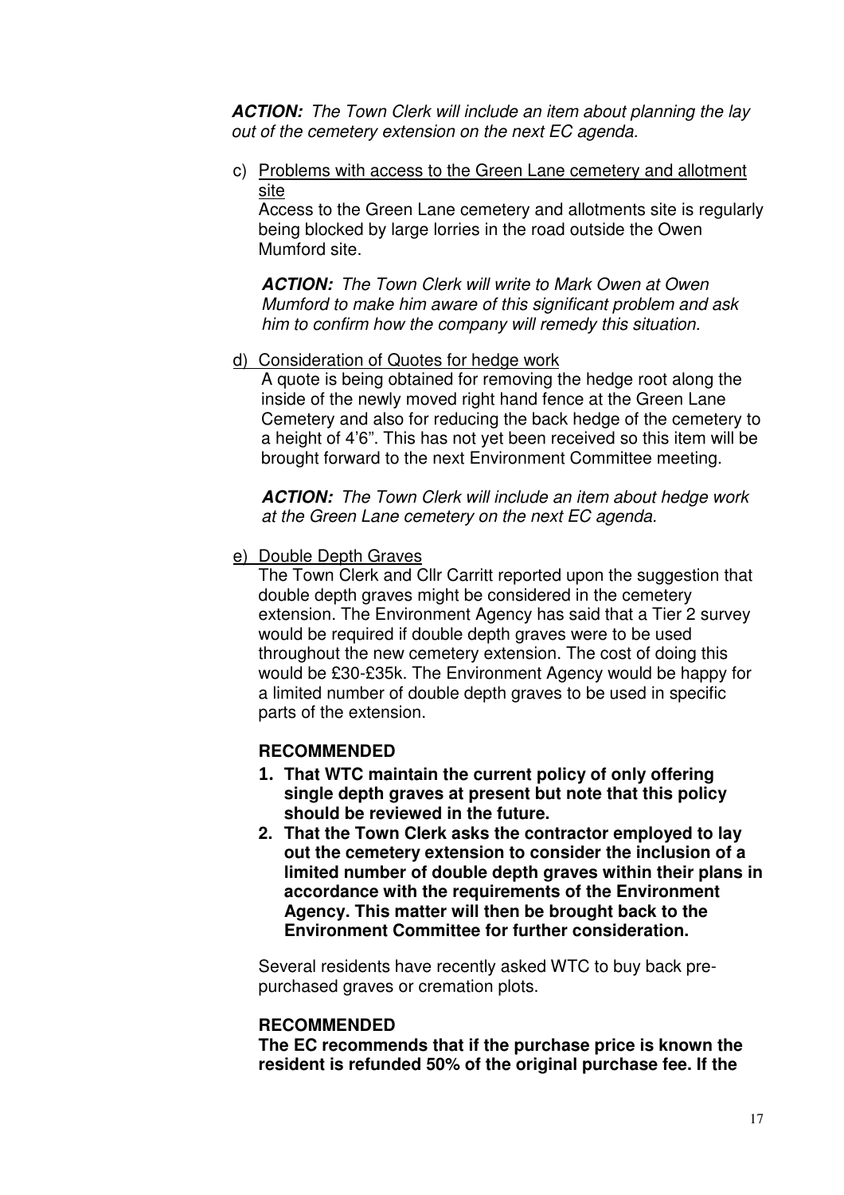***ACTION:*** *The Town Clerk will include an item about planning the lay out of the cemetery extension on the next EC agenda.*

c) <u>Problems with access to the Green Lane cemetery and allotment site</u>

Access to the Green Lane cemetery and allotments site is regularly being blocked by large lorries in the road outside the Owen Mumford site.

***ACTION:*** *The Town Clerk will write to Mark Owen at Owen Mumford to make him aware of this significant problem and ask him to confirm how the company will remedy this situation.*

d) <u>Consideration of Quotes for hedge work</u>

A quote is being obtained for removing the hedge root along the inside of the newly moved right hand fence at the Green Lane Cemetery and also for reducing the back hedge of the cemetery to a height of 4'6". This has not yet been received so this item will be brought forward to the next Environment Committee meeting.

***ACTION:*** *The Town Clerk will include an item about hedge work at the Green Lane cemetery on the next EC agenda.*

e) <u>Double Depth Graves</u>

The Town Clerk and Cllr Carritt reported upon the suggestion that double depth graves might be considered in the cemetery extension. The Environment Agency has said that a Tier 2 survey would be required if double depth graves were to be used throughout the new cemetery extension. The cost of doing this would be £30-£35k. The Environment Agency would be happy for a limited number of double depth graves to be used in specific parts of the extension.

**RECOMMENDED**

1. **That WTC maintain the current policy of only offering single depth graves at present but note that this policy should be reviewed in the future.**
2. **That the Town Clerk asks the contractor employed to lay out the cemetery extension to consider the inclusion of a limited number of double depth graves within their plans in accordance with the requirements of the Environment Agency. This matter will then be brought back to the Environment Committee for further consideration.**

Several residents have recently asked WTC to buy back pre-purchased graves or cremation plots.

**RECOMMENDED**

**The EC recommends that if the purchase price is known the resident is refunded 50% of the original purchase fee. If the**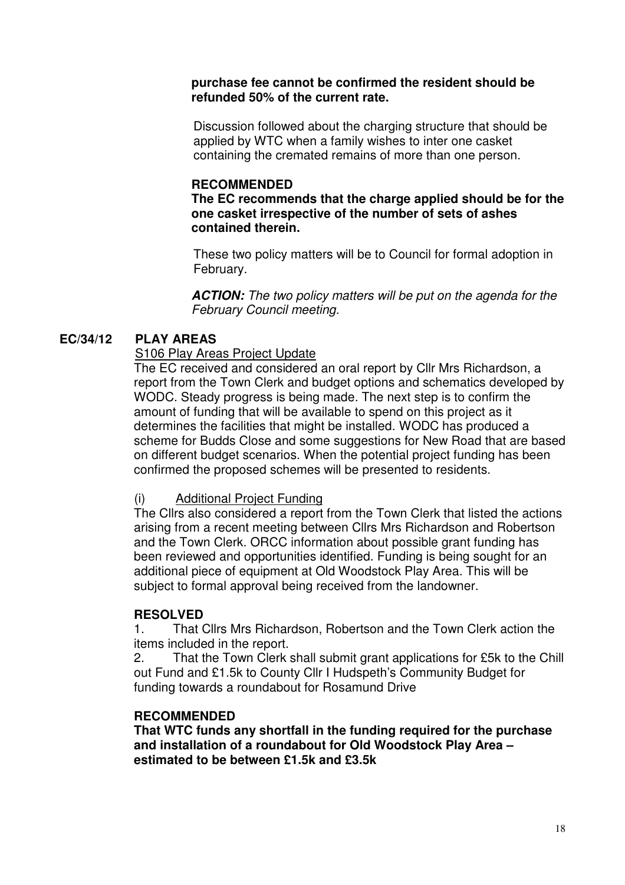**purchase fee cannot be confirmed the resident should be refunded 50% of the current rate.**

Discussion followed about the charging structure that should be applied by WTC when a family wishes to inter one casket containing the cremated remains of more than one person.

**RECOMMENDED**
**The EC recommends that the charge applied should be for the one casket irrespective of the number of sets of ashes contained therein.**

These two policy matters will be to Council for formal adoption in February.

***ACTION:*** *The two policy matters will be put on the agenda for the February Council meeting.*

## EC/34/12 PLAY AREAS

S106 Play Areas Project Update

The EC received and considered an oral report by Cllr Mrs Richardson, a report from the Town Clerk and budget options and schematics developed by WODC. Steady progress is being made. The next step is to confirm the amount of funding that will be available to spend on this project as it determines the facilities that might be installed. WODC has produced a scheme for Budds Close and some suggestions for New Road that are based on different budget scenarios. When the potential project funding has been confirmed the proposed schemes will be presented to residents.

(i) Additional Project Funding

The Cllrs also considered a report from the Town Clerk that listed the actions arising from a recent meeting between Cllrs Mrs Richardson and Robertson and the Town Clerk. ORCC information about possible grant funding has been reviewed and opportunities identified. Funding is being sought for an additional piece of equipment at Old Woodstock Play Area. This will be subject to formal approval being received from the landowner.

**RESOLVED**

1. That Cllrs Mrs Richardson, Robertson and the Town Clerk action the items included in the report.
2. That the Town Clerk shall submit grant applications for £5k to the Chill out Fund and £1.5k to County Cllr I Hudspeth's Community Budget for funding towards a roundabout for Rosamund Drive

**RECOMMENDED**
**That WTC funds any shortfall in the funding required for the purchase and installation of a roundabout for Old Woodstock Play Area – estimated to be between £1.5k and £3.5k**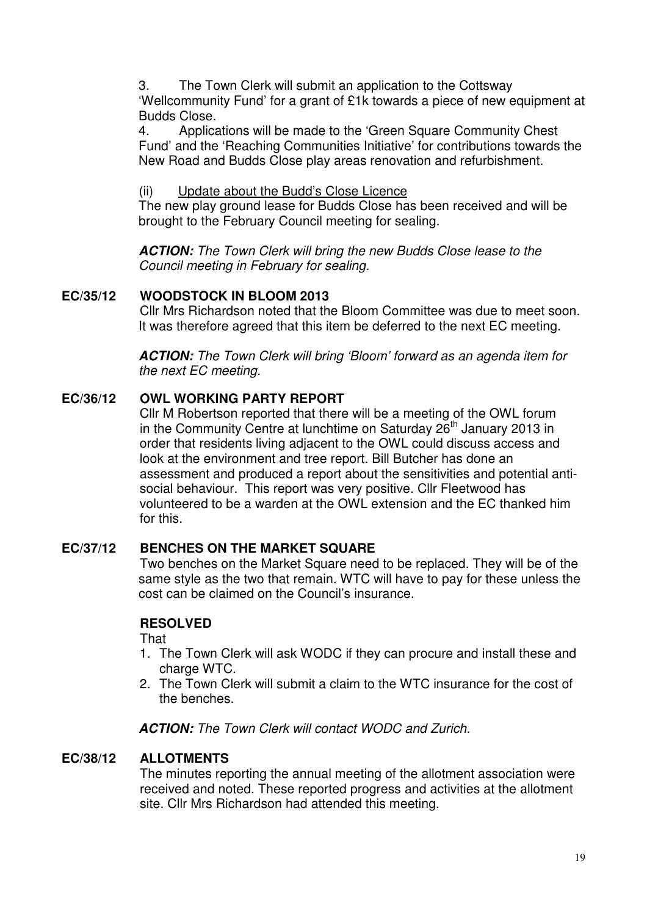3. The Town Clerk will submit an application to the Cottsway 'Wellcommunity Fund' for a grant of £1k towards a piece of new equipment at Budds Close.

4. Applications will be made to the 'Green Square Community Chest Fund' and the 'Reaching Communities Initiative' for contributions towards the New Road and Budds Close play areas renovation and refurbishment.

(ii) Update about the Budd's Close Licence

The new play ground lease for Budds Close has been received and will be brought to the February Council meeting for sealing.

***ACTION:*** *The Town Clerk will bring the new Budds Close lease to the Council meeting in February for sealing.*

## EC/35/12 WOODSTOCK IN BLOOM 2013

Cllr Mrs Richardson noted that the Bloom Committee was due to meet soon. It was therefore agreed that this item be deferred to the next EC meeting.

***ACTION:*** *The Town Clerk will bring 'Bloom' forward as an agenda item for the next EC meeting.*

## EC/36/12 OWL WORKING PARTY REPORT

Cllr M Robertson reported that there will be a meeting of the OWL forum in the Community Centre at lunchtime on Saturday 26th January 2013 in order that residents living adjacent to the OWL could discuss access and look at the environment and tree report. Bill Butcher has done an assessment and produced a report about the sensitivities and potential anti-social behaviour. This report was very positive. Cllr Fleetwood has volunteered to be a warden at the OWL extension and the EC thanked him for this.

## EC/37/12 BENCHES ON THE MARKET SQUARE

Two benches on the Market Square need to be replaced. They will be of the same style as the two that remain. WTC will have to pay for these unless the cost can be claimed on the Council's insurance.

**RESOLVED**

That

1. The Town Clerk will ask WODC if they can procure and install these and charge WTC.
2. The Town Clerk will submit a claim to the WTC insurance for the cost of the benches.

***ACTION:*** *The Town Clerk will contact WODC and Zurich.*

## EC/38/12 ALLOTMENTS

The minutes reporting the annual meeting of the allotment association were received and noted. These reported progress and activities at the allotment site. Cllr Mrs Richardson had attended this meeting.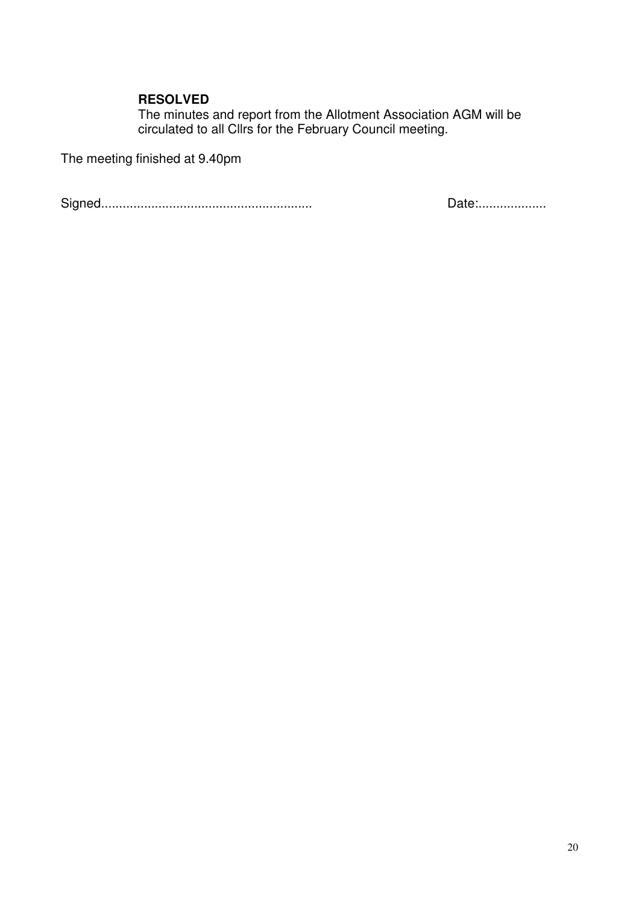**RESOLVED**
The minutes and report from the Allotment Association AGM will be circulated to all Cllrs for the February Council meeting.

The meeting finished at 9.40pm

Signed......................................................... Date:...................